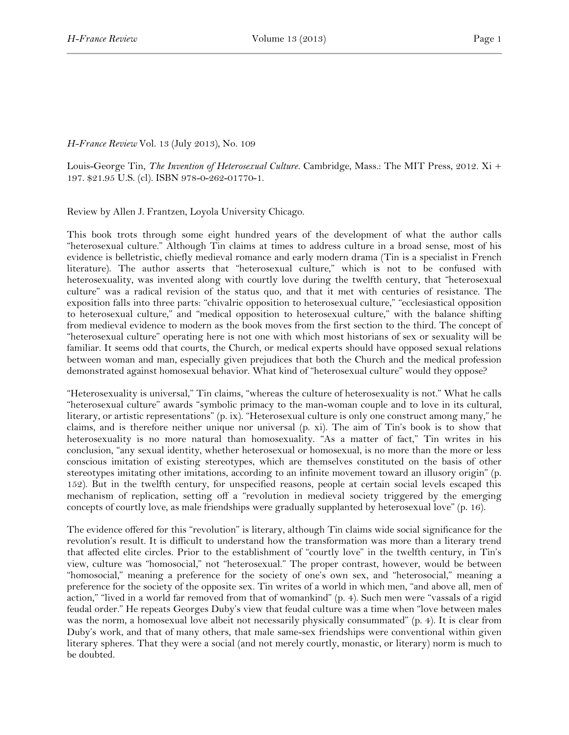*H-France Review* Vol. 13 (July 2013), No. 109

Louis-George Tin, *The Invention of Heterosexual Culture*. Cambridge, Mass.: The MIT Press, 2012. Xi + 197. $21.95 U.S. (cl). ISBN 978-0-262-01770-1.

Review by Allen J. Frantzen, Loyola University Chicago.

This book trots through some eight hundred years of the development of what the author calls "heterosexual culture." Although Tin claims at times to address culture in a broad sense, most of his evidence is belletristic, chiefly medieval romance and early modern drama (Tin is a specialist in French literature). The author asserts that "heterosexual culture," which is not to be confused with heterosexuality, was invented along with courtly love during the twelfth century, that "heterosexual culture" was a radical revision of the status quo, and that it met with centuries of resistance. The exposition falls into three parts: "chivalric opposition to heterosexual culture," "ecclesiastical opposition to heterosexual culture," and "medical opposition to heterosexual culture," with the balance shifting from medieval evidence to modern as the book moves from the first section to the third. The concept of "heterosexual culture" operating here is not one with which most historians of sex or sexuality will be familiar. It seems odd that courts, the Church, or medical experts should have opposed sexual relations between woman and man, especially given prejudices that both the Church and the medical profession demonstrated against homosexual behavior. What kind of "heterosexual culture" would they oppose?

"Heterosexuality is universal," Tin claims, "whereas the culture of heterosexuality is not." What he calls "heterosexual culture" awards "symbolic primacy to the man-woman couple and to love in its cultural, literary, or artistic representations" (p. ix). "Heterosexual culture is only one construct among many," he claims, and is therefore neither unique nor universal (p. xi). The aim of Tin's book is to show that heterosexuality is no more natural than homosexuality. "As a matter of fact," Tin writes in his conclusion, "any sexual identity, whether heterosexual or homosexual, is no more than the more or less conscious imitation of existing stereotypes, which are themselves constituted on the basis of other stereotypes imitating other imitations, according to an infinite movement toward an illusory origin" (p. 152). But in the twelfth century, for unspecified reasons, people at certain social levels escaped this mechanism of replication, setting off a "revolution in medieval society triggered by the emerging concepts of courtly love, as male friendships were gradually supplanted by heterosexual love" (p. 16).

The evidence offered for this "revolution" is literary, although Tin claims wide social significance for the revolution's result. It is difficult to understand how the transformation was more than a literary trend that affected elite circles. Prior to the establishment of "courtly love" in the twelfth century, in Tin's view, culture was "homosocial," not "heterosexual." The proper contrast, however, would be between "homosocial," meaning a preference for the society of one's own sex, and "heterosocial," meaning a preference for the society of the opposite sex. Tin writes of a world in which men, "and above all, men of action," "lived in a world far removed from that of womankind" (p. 4). Such men were "vassals of a rigid feudal order." He repeats Georges Duby's view that feudal culture was a time when "love between males was the norm, a homosexual love albeit not necessarily physically consummated" (p. 4). It is clear from Duby's work, and that of many others, that male same-sex friendships were conventional within given literary spheres. That they were a social (and not merely courtly, monastic, or literary) norm is much to be doubted.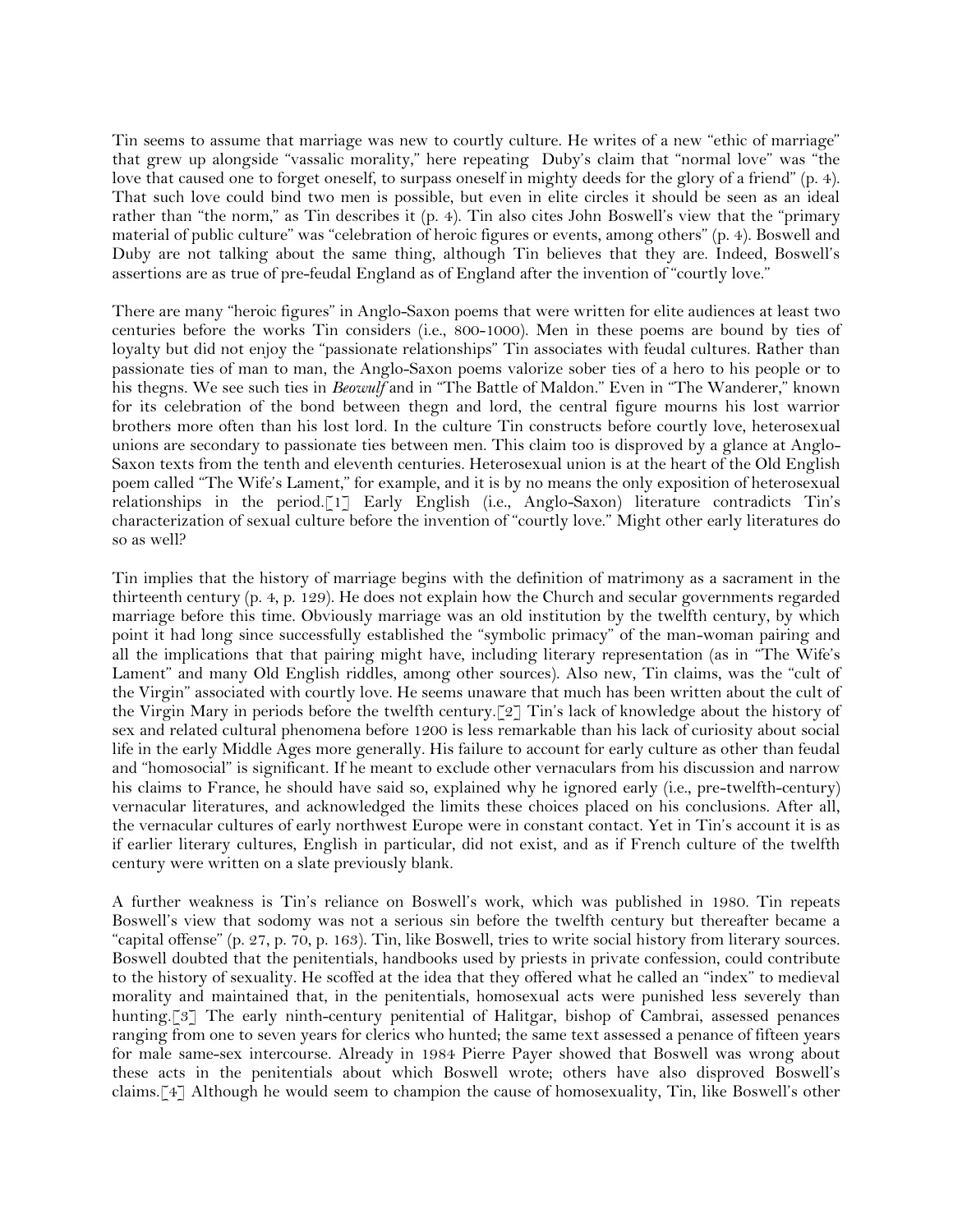Tin seems to assume that marriage was new to courtly culture. He writes of a new "ethic of marriage" that grew up alongside "vassalic morality," here repeating Duby's claim that "normal love" was "the love that caused one to forget oneself, to surpass oneself in mighty deeds for the glory of a friend" (p. 4). That such love could bind two men is possible, but even in elite circles it should be seen as an ideal rather than "the norm," as Tin describes it (p. 4). Tin also cites John Boswell's view that the "primary material of public culture" was "celebration of heroic figures or events, among others" (p. 4). Boswell and Duby are not talking about the same thing, although Tin believes that they are. Indeed, Boswell's assertions are as true of pre-feudal England as of England after the invention of "courtly love."

There are many "heroic figures" in Anglo-Saxon poems that were written for elite audiences at least two centuries before the works Tin considers (i.e., 800-1000). Men in these poems are bound by ties of loyalty but did not enjoy the "passionate relationships" Tin associates with feudal cultures. Rather than passionate ties of man to man, the Anglo-Saxon poems valorize sober ties of a hero to his people or to his thegns. We see such ties in *Beowulf* and in "The Battle of Maldon." Even in "The Wanderer," known for its celebration of the bond between thegn and lord, the central figure mourns his lost warrior brothers more often than his lost lord. In the culture Tin constructs before courtly love, heterosexual unions are secondary to passionate ties between men. This claim too is disproved by a glance at Anglo-Saxon texts from the tenth and eleventh centuries. Heterosexual union is at the heart of the Old English poem called "The Wife's Lament," for example, and it is by no means the only exposition of heterosexual relationships in the period.[1] Early English (i.e., Anglo-Saxon) literature contradicts Tin's characterization of sexual culture before the invention of "courtly love." Might other early literatures do so as well?

Tin implies that the history of marriage begins with the definition of matrimony as a sacrament in the thirteenth century (p. 4, p. 129). He does not explain how the Church and secular governments regarded marriage before this time. Obviously marriage was an old institution by the twelfth century, by which point it had long since successfully established the "symbolic primacy" of the man-woman pairing and all the implications that that pairing might have, including literary representation (as in "The Wife's Lament" and many Old English riddles, among other sources). Also new, Tin claims, was the "cult of the Virgin" associated with courtly love. He seems unaware that much has been written about the cult of the Virgin Mary in periods before the twelfth century.[2] Tin's lack of knowledge about the history of sex and related cultural phenomena before 1200 is less remarkable than his lack of curiosity about social life in the early Middle Ages more generally. His failure to account for early culture as other than feudal and "homosocial" is significant. If he meant to exclude other vernaculars from his discussion and narrow his claims to France, he should have said so, explained why he ignored early (i.e., pre-twelfth-century) vernacular literatures, and acknowledged the limits these choices placed on his conclusions. After all, the vernacular cultures of early northwest Europe were in constant contact. Yet in Tin's account it is as if earlier literary cultures, English in particular, did not exist, and as if French culture of the twelfth century were written on a slate previously blank.

A further weakness is Tin's reliance on Boswell's work, which was published in 1980. Tin repeats Boswell's view that sodomy was not a serious sin before the twelfth century but thereafter became a "capital offense" (p. 27, p. 70, p. 163). Tin, like Boswell, tries to write social history from literary sources. Boswell doubted that the penitentials, handbooks used by priests in private confession, could contribute to the history of sexuality. He scoffed at the idea that they offered what he called an "index" to medieval morality and maintained that, in the penitentials, homosexual acts were punished less severely than hunting.[3] The early ninth-century penitential of Halitgar, bishop of Cambrai, assessed penances ranging from one to seven years for clerics who hunted; the same text assessed a penance of fifteen years for male same-sex intercourse. Already in 1984 Pierre Payer showed that Boswell was wrong about these acts in the penitentials about which Boswell wrote; others have also disproved Boswell's claims.[4] Although he would seem to champion the cause of homosexuality, Tin, like Boswell's other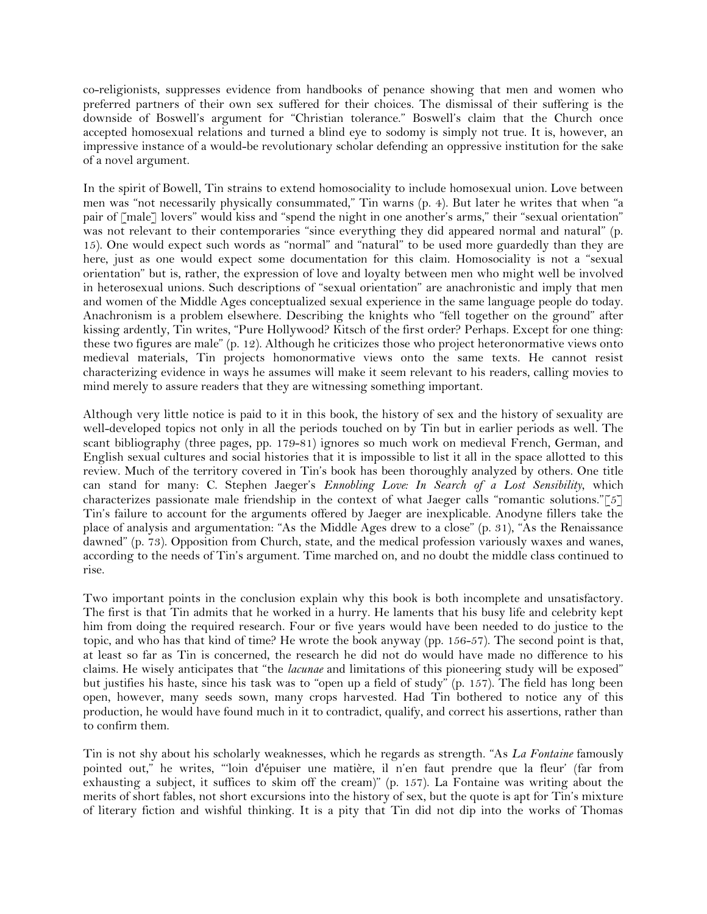co-religionists, suppresses evidence from handbooks of penance showing that men and women who preferred partners of their own sex suffered for their choices. The dismissal of their suffering is the downside of Boswell's argument for "Christian tolerance." Boswell's claim that the Church once accepted homosexual relations and turned a blind eye to sodomy is simply not true. It is, however, an impressive instance of a would-be revolutionary scholar defending an oppressive institution for the sake of a novel argument.

In the spirit of Bowell, Tin strains to extend homosociality to include homosexual union. Love between men was "not necessarily physically consummated," Tin warns (p. 4). But later he writes that when "a pair of [male] lovers" would kiss and "spend the night in one another's arms," their "sexual orientation" was not relevant to their contemporaries "since everything they did appeared normal and natural" (p. 15). One would expect such words as "normal" and "natural" to be used more guardedly than they are here, just as one would expect some documentation for this claim. Homosociality is not a "sexual orientation" but is, rather, the expression of love and loyalty between men who might well be involved in heterosexual unions. Such descriptions of "sexual orientation" are anachronistic and imply that men and women of the Middle Ages conceptualized sexual experience in the same language people do today. Anachronism is a problem elsewhere. Describing the knights who "fell together on the ground" after kissing ardently, Tin writes, "Pure Hollywood? Kitsch of the first order? Perhaps. Except for one thing: these two figures are male" (p. 12). Although he criticizes those who project heteronormative views onto medieval materials, Tin projects homonormative views onto the same texts. He cannot resist characterizing evidence in ways he assumes will make it seem relevant to his readers, calling movies to mind merely to assure readers that they are witnessing something important.

Although very little notice is paid to it in this book, the history of sex and the history of sexuality are well-developed topics not only in all the periods touched on by Tin but in earlier periods as well. The scant bibliography (three pages, pp. 179-81) ignores so much work on medieval French, German, and English sexual cultures and social histories that it is impossible to list it all in the space allotted to this review. Much of the territory covered in Tin's book has been thoroughly analyzed by others. One title can stand for many: C. Stephen Jaeger's *Ennobling Love: In Search of a Lost Sensibility*, which characterizes passionate male friendship in the context of what Jaeger calls "romantic solutions."[5] Tin's failure to account for the arguments offered by Jaeger are inexplicable. Anodyne fillers take the place of analysis and argumentation: "As the Middle Ages drew to a close" (p. 31), "As the Renaissance dawned" (p. 73). Opposition from Church, state, and the medical profession variously waxes and wanes, according to the needs of Tin's argument. Time marched on, and no doubt the middle class continued to rise.

Two important points in the conclusion explain why this book is both incomplete and unsatisfactory. The first is that Tin admits that he worked in a hurry. He laments that his busy life and celebrity kept him from doing the required research. Four or five years would have been needed to do justice to the topic, and who has that kind of time? He wrote the book anyway (pp. 156-57). The second point is that, at least so far as Tin is concerned, the research he did not do would have made no difference to his claims. He wisely anticipates that "the *lacunae* and limitations of this pioneering study will be exposed" but justifies his haste, since his task was to "open up a field of study" (p. 157). The field has long been open, however, many seeds sown, many crops harvested. Had Tin bothered to notice any of this production, he would have found much in it to contradict, qualify, and correct his assertions, rather than to confirm them.

Tin is not shy about his scholarly weaknesses, which he regards as strength. "As *La Fontaine* famously pointed out," he writes, "'loin d'épuiser une matière, il n'en faut prendre que la fleur' (far from exhausting a subject, it suffices to skim off the cream)" (p. 157). La Fontaine was writing about the merits of short fables, not short excursions into the history of sex, but the quote is apt for Tin's mixture of literary fiction and wishful thinking. It is a pity that Tin did not dip into the works of Thomas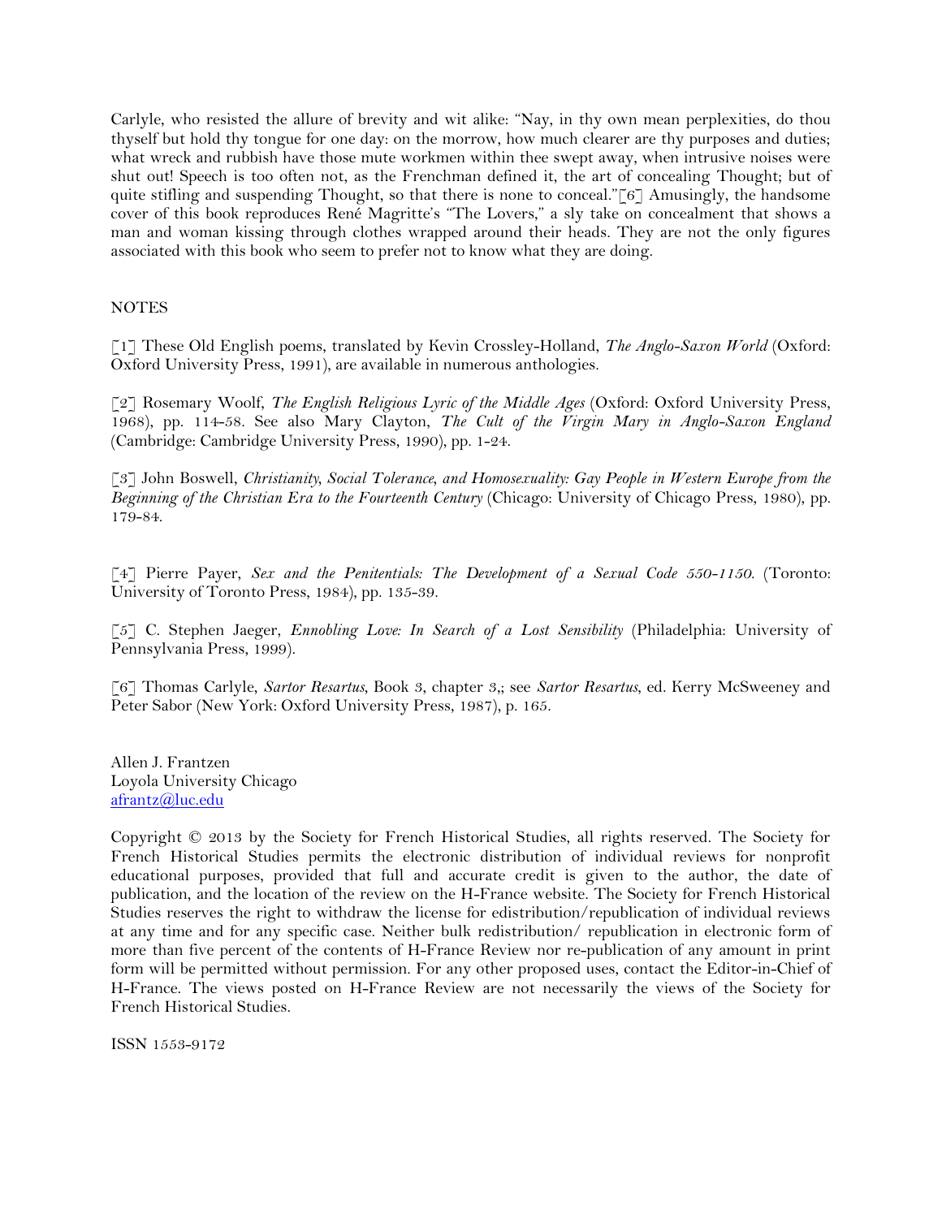Carlyle, who resisted the allure of brevity and wit alike: "Nay, in thy own mean perplexities, do thou thyself but hold thy tongue for one day: on the morrow, how much clearer are thy purposes and duties; what wreck and rubbish have those mute workmen within thee swept away, when intrusive noises were shut out! Speech is too often not, as the Frenchman defined it, the art of concealing Thought; but of quite stifling and suspending Thought, so that there is none to conceal."[6] Amusingly, the handsome cover of this book reproduces René Magritte's "The Lovers," a sly take on concealment that shows a man and woman kissing through clothes wrapped around their heads. They are not the only figures associated with this book who seem to prefer not to know what they are doing.

NOTES

[1] These Old English poems, translated by Kevin Crossley-Holland, *The Anglo-Saxon World* (Oxford: Oxford University Press, 1991), are available in numerous anthologies.

[2] Rosemary Woolf, *The English Religious Lyric of the Middle Ages* (Oxford: Oxford University Press, 1968), pp. 114-58. See also Mary Clayton, *The Cult of the Virgin Mary in Anglo-Saxon England* (Cambridge: Cambridge University Press, 1990), pp. 1-24.

[3] John Boswell, *Christianity, Social Tolerance, and Homosexuality: Gay People in Western Europe from the Beginning of the Christian Era to the Fourteenth Century* (Chicago: University of Chicago Press, 1980), pp. 179-84.

[4] Pierre Payer, *Sex and the Penitentials: The Development of a Sexual Code 550-1150*. (Toronto: University of Toronto Press, 1984), pp. 135-39.

[5] C. Stephen Jaeger, *Ennobling Love: In Search of a Lost Sensibility* (Philadelphia: University of Pennsylvania Press, 1999).

[6] Thomas Carlyle, *Sartor Resartus*, Book 3, chapter 3,; see *Sartor Resartus*, ed. Kerry McSweeney and Peter Sabor (New York: Oxford University Press, 1987), p. 165.

Allen J. Frantzen
Loyola University Chicago
afrantz@luc.edu

Copyright © 2013 by the Society for French Historical Studies, all rights reserved. The Society for French Historical Studies permits the electronic distribution of individual reviews for nonprofit educational purposes, provided that full and accurate credit is given to the author, the date of publication, and the location of the review on the H-France website. The Society for French Historical Studies reserves the right to withdraw the license for edistribution/republication of individual reviews at any time and for any specific case. Neither bulk redistribution/ republication in electronic form of more than five percent of the contents of H-France Review nor re-publication of any amount in print form will be permitted without permission. For any other proposed uses, contact the Editor-in-Chief of H-France. The views posted on H-France Review are not necessarily the views of the Society for French Historical Studies.

ISSN 1553-9172